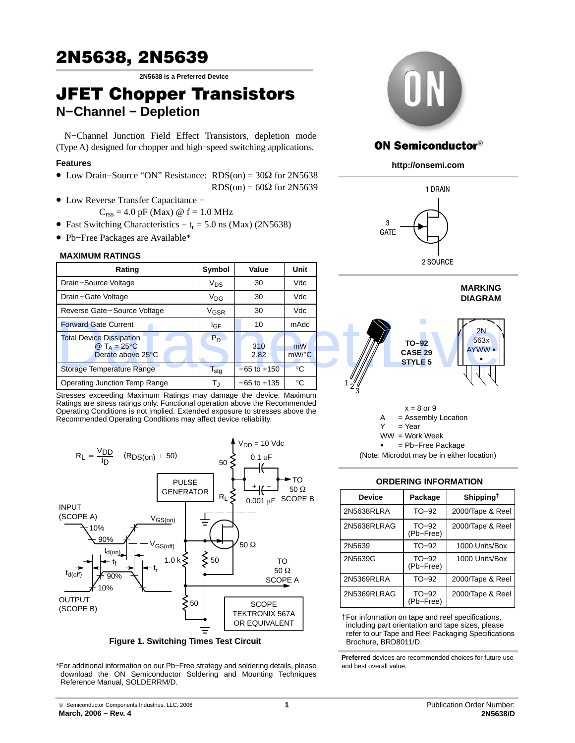# 2N5638, 2N5639

**2N5638 is a Preferred Device**

# JFET Chopper Transistors

## N−Channel − Depletion

N−Channel Junction Field Effect Transistors, depletion mode (Type A) designed for chopper and high−speed switching applications.

### Features

- Low Drain−Source "ON" Resistance: RDS(on) = 30Ω for 2N5638
  RDS(on) = 60Ω for 2N5639
- Low Reverse Transfer Capacitance − $C_{rss}$ = 4.0 pF (Max) @ f = 1.0 MHz
- Fast Switching Characteristics − $t_r$ = 5.0 ns (Max) (2N5638)
- Pb−Free Packages are Available*

### MAXIMUM RATINGS

| Rating | Symbol | Value | Unit |
|---|---|---|---|
| Drain−Source Voltage | $V_{DS}$ | 30 | Vdc |
| Drain−Gate Voltage | $V_{DG}$ | 30 | Vdc |
| Reverse Gate−Source Voltage | $V_{GSR}$ | 30 | Vdc |
| Forward Gate Current | $I_{GF}$ | 10 | mAdc |
| Total Device Dissipation @ $T_A$ = 25°C Derate above 25°C | $P_D$ | 310 2.82 | mW mW/°C |
| Storage Temperature Range | $T_{stg}$ | −65 to +150 | °C |
| Operating Junction Temp Range | $T_J$ | −65 to +135 | °C |

Stresses exceeding Maximum Ratings may damage the device. Maximum Ratings are stress ratings only. Functional operation above the Recommended Operating Conditions is not implied. Extended exposure to stresses above the Recommended Operating Conditions may affect device reliability.

$$R_L = \frac{V_{DD}}{I_D} - (R_{DS(on)} + 50)$$

Figure 1. Switching Times Test Circuit

*For additional information on our Pb−Free strategy and soldering details, please download the ON Semiconductor Soldering and Mounting Techniques Reference Manual, SOLDERRM/D.

ON Semiconductor®

http://onsemi.com

1 DRAIN
3 GATE
2 SOURCE

### MARKING DIAGRAM

TO−92
CASE 29
STYLE 5

2N
563x
AYWW ▪
▪

x = 8 or 9
A = Assembly Location
Y = Year
WW = Work Week
▪ = Pb−Free Package
(Note: Microdot may be in either location)

### ORDERING INFORMATION

| Device | Package | Shipping† |
|---|---|---|
| 2N5638RLRA | TO−92 | 2000/Tape & Reel |
| 2N5638RLRAG | TO−92 (Pb−Free) | 2000/Tape & Reel |
| 2N5639 | TO−92 | 1000 Units/Box |
| 2N5639G | TO−92 (Pb−Free) | 1000 Units/Box |
| 2N5369RLRA | TO−92 | 2000/Tape & Reel |
| 2N5369RLRAG | TO−92 (Pb−Free) | 2000/Tape & Reel |

†For information on tape and reel specifications, including part orientation and tape sizes, please refer to our Tape and Reel Packaging Specifications Brochure, BRD8011/D.

**Preferred** devices are recommended choices for future use and best overall value.

© Semiconductor Components Industries, LLC, 2006
March, 2006 − Rev. 4

Publication Order Number:
2N5638/D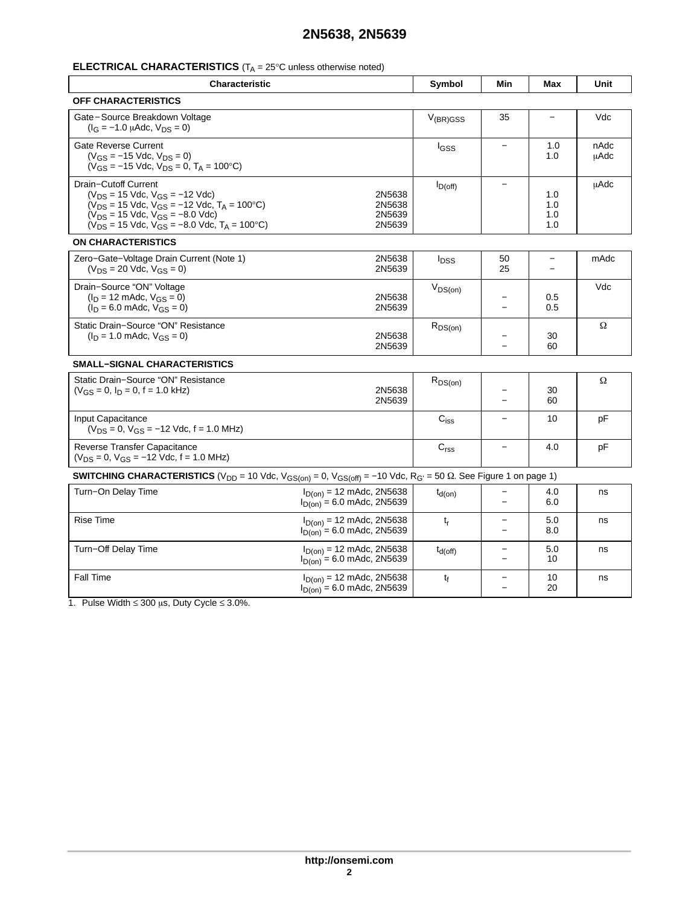## ELECTRICAL CHARACTERISTICS ($T_A$ = 25°C unless otherwise noted)

| Characteristic | | Symbol | Min | Max | Unit |
|---|---|---|---|---|---|
| **OFF CHARACTERISTICS** | | | | | |
| Gate−Source Breakdown Voltage ($I_G$ = −1.0 μAdc, $V_{DS}$ = 0) | | $V_{(BR)GSS}$ | 35 | − | Vdc |
| Gate Reverse Current ($V_{GS}$ = −15 Vdc, $V_{DS}$ = 0) | | $I_{GSS}$ | − | 1.0 | nAdc |
| ($V_{GS}$ = −15 Vdc, $V_{DS}$ = 0, $T_A$ = 100°C) | | | | 1.0 | μAdc |
| Drain−Cutoff Current ($V_{DS}$ = 15 Vdc, $V_{GS}$ = −12 Vdc) | 2N5638 | $I_{D(off)}$ | − | 1.0 | μAdc |
| ($V_{DS}$ = 15 Vdc, $V_{GS}$ = −12 Vdc, $T_A$ = 100°C) | 2N5638 | | | 1.0 | |
| ($V_{DS}$ = 15 Vdc, $V_{GS}$ = −8.0 Vdc) | 2N5639 | | | 1.0 | |
| ($V_{DS}$ = 15 Vdc, $V_{GS}$ = −8.0 Vdc, $T_A$ = 100°C) | 2N5639 | | | 1.0 | |
| **ON CHARACTERISTICS** | | | | | |
| Zero−Gate−Voltage Drain Current (Note 1) ($V_{DS}$ = 20 Vdc, $V_{GS}$ = 0) | 2N5638 | $I_{DSS}$ | 50 | − | mAdc |
| | 2N5639 | | 25 | − | |
| Drain−Source "ON" Voltage ($I_D$ = 12 mAdc, $V_{GS}$ = 0) | 2N5638 | $V_{DS(on)}$ | − | 0.5 | Vdc |
| ($I_D$ = 6.0 mAdc, $V_{GS}$ = 0) | 2N5639 | | − | 0.5 | |
| Static Drain−Source "ON" Resistance ($I_D$ = 1.0 mAdc, $V_{GS}$ = 0) | 2N5638 | $R_{DS(on)}$ | − | 30 | Ω |
| | 2N5639 | | − | 60 | |
| **SMALL−SIGNAL CHARACTERISTICS** | | | | | |
| Static Drain−Source "ON" Resistance ($V_{GS}$ = 0, $I_D$ = 0, f = 1.0 kHz) | 2N5638 | $R_{DS(on)}$ | − | 30 | Ω |
| | 2N5639 | | − | 60 | |
| Input Capacitance ($V_{DS}$ = 0, $V_{GS}$ = −12 Vdc, f = 1.0 MHz) | | $C_{iss}$ | − | 10 | pF |
| Reverse Transfer Capacitance ($V_{DS}$ = 0, $V_{GS}$ = −12 Vdc, f = 1.0 MHz) | | $C_{rss}$ | − | 4.0 | pF |
| **SWITCHING CHARACTERISTICS** ($V_{DD}$ = 10 Vdc, $V_{GS(on)}$ = 0, $V_{GS(off)}$ = −10 Vdc, $R_{G'}$ = 50 Ω. See Figure 1 on page 1) | | | | | |
| Turn−On Delay Time | $I_{D(on)}$ = 12 mAdc, 2N5638 | $t_{d(on)}$ | − | 4.0 | ns |
| | $I_{D(on)}$ = 6.0 mAdc, 2N5639 | | − | 6.0 | |
| Rise Time | $I_{D(on)}$ = 12 mAdc, 2N5638 | $t_r$ | − | 5.0 | ns |
| | $I_{D(on)}$ = 6.0 mAdc, 2N5639 | | − | 8.0 | |
| Turn−Off Delay Time | $I_{D(on)}$ = 12 mAdc, 2N5638 | $t_{d(off)}$ | − | 5.0 | ns |
| | $I_{D(on)}$ = 6.0 mAdc, 2N5639 | | − | 10 | |
| Fall Time | $I_{D(on)}$ = 12 mAdc, 2N5638 | $t_f$ | − | 10 | ns |
| | $I_{D(on)}$ = 6.0 mAdc, 2N5639 | | − | 20 | |

1. Pulse Width ≤ 300 μs, Duty Cycle ≤ 3.0%.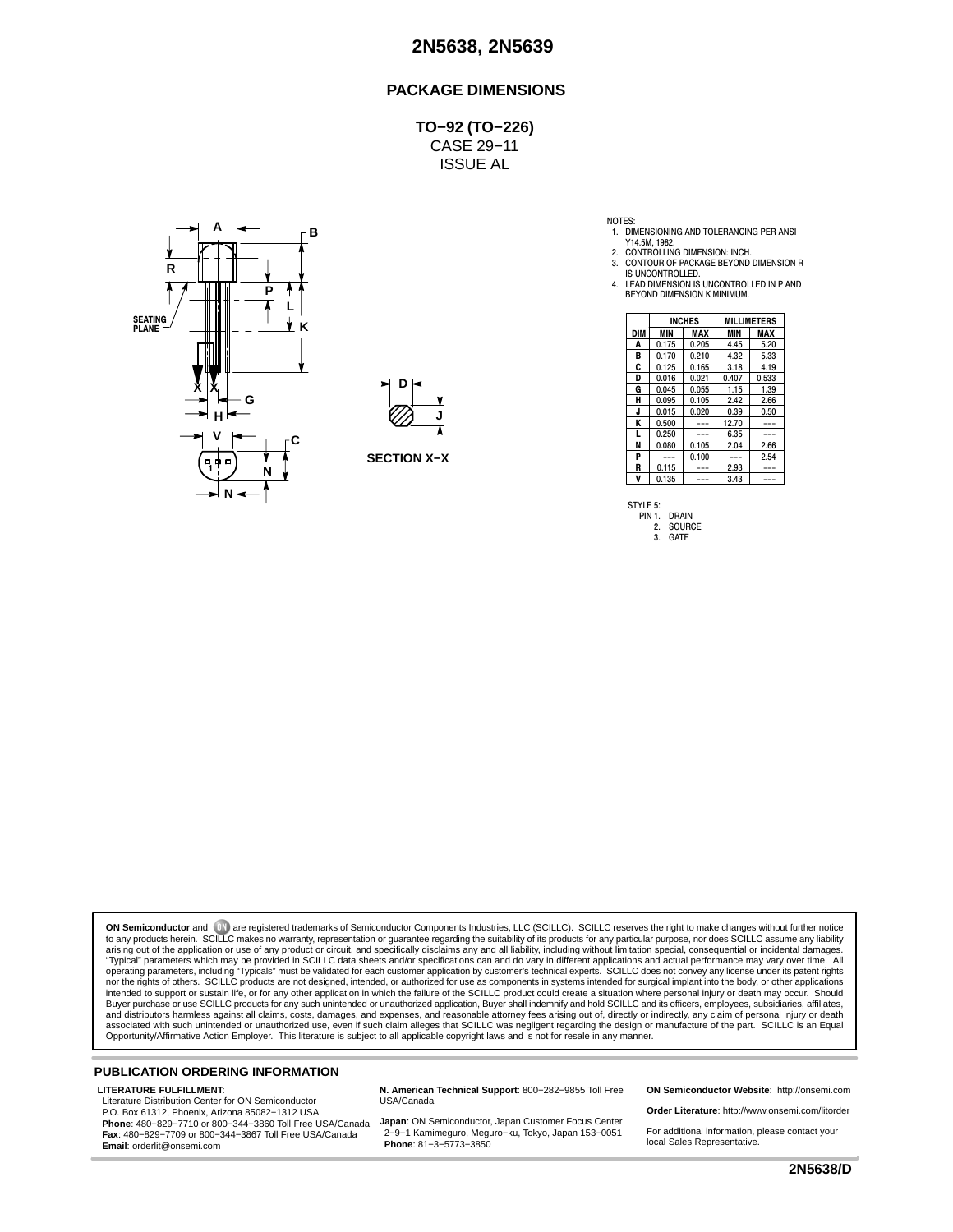## PACKAGE DIMENSIONS

**TO−92 (TO−226)**
CASE 29−11
ISSUE AL

A
B
R
P
L
SEATING PLANE
K
X X
G
H
V
C
N
N
D
J
SECTION X−X

NOTES:
1. DIMENSIONING AND TOLERANCING PER ANSI Y14.5M, 1982.
2. CONTROLLING DIMENSION: INCH.
3. CONTOUR OF PACKAGE BEYOND DIMENSION R IS UNCONTROLLED.
4. LEAD DIMENSION IS UNCONTROLLED IN P AND BEYOND DIMENSION K MINIMUM.

| | INCHES | | MILLIMETERS | |
|---|---|---|---|---|
| DIM | MIN | MAX | MIN | MAX |
| A | 0.175 | 0.205 | 4.45 | 5.20 |
| B | 0.170 | 0.210 | 4.32 | 5.33 |
| C | 0.125 | 0.165 | 3.18 | 4.19 |
| D | 0.016 | 0.021 | 0.407 | 0.533 |
| G | 0.045 | 0.055 | 1.15 | 1.39 |
| H | 0.095 | 0.105 | 2.42 | 2.66 |
| J | 0.015 | 0.020 | 0.39 | 0.50 |
| K | 0.500 | --- | 12.70 | --- |
| L | 0.250 | --- | 6.35 | --- |
| N | 0.080 | 0.105 | 2.04 | 2.66 |
| P | --- | 0.100 | --- | 2.54 |
| R | 0.115 | --- | 2.93 | --- |
| V | 0.135 | --- | 3.43 | --- |

STYLE 5:
PIN 1. DRAIN
2. SOURCE
3. GATE

**ON Semiconductor** and ON are registered trademarks of Semiconductor Components Industries, LLC (SCILLC). SCILLC reserves the right to make changes without further notice to any products herein. SCILLC makes no warranty, representation or guarantee regarding the suitability of its products for any particular purpose, nor does SCILLC assume any liability arising out of the application or use of any product or circuit, and specifically disclaims any and all liability, including without limitation special, consequential or incidental damages. "Typical" parameters which may be provided in SCILLC data sheets and/or specifications can and do vary in different applications and actual performance may vary over time. All operating parameters, including "Typicals" must be validated for each customer application by customer's technical experts. SCILLC does not convey any license under its patent rights nor the rights of others. SCILLC products are not designed, intended, or authorized for use as components in systems intended for surgical implant into the body, or other applications intended to support or sustain life, or for any other application in which the failure of the SCILLC product could create a situation where personal injury or death may occur. Should Buyer purchase or use SCILLC products for any such unintended or unauthorized application, Buyer shall indemnify and hold SCILLC and its officers, employees, subsidiaries, affiliates, and distributors harmless against all claims, costs, damages, and expenses, and reasonable attorney fees arising out of, directly or indirectly, any claim of personal injury or death associated with such unintended or unauthorized use, even if such claim alleges that SCILLC was negligent regarding the design or manufacture of the part. SCILLC is an Equal Opportunity/Affirmative Action Employer. This literature is subject to all applicable copyright laws and is not for resale in any manner.

### PUBLICATION ORDERING INFORMATION

**LITERATURE FULFILLMENT**:
Literature Distribution Center for ON Semiconductor
P.O. Box 61312, Phoenix, Arizona 85082−1312 USA
**Phone**: 480−829−7710 or 800−344−3860 Toll Free USA/Canada
**Fax**: 480−829−7709 or 800−344−3867 Toll Free USA/Canada
**Email**: orderlit@onsemi.com

**N. American Technical Support**: 800−282−9855 Toll Free USA/Canada

**Japan**: ON Semiconductor, Japan Customer Focus Center
2−9−1 Kamimeguro, Meguro−ku, Tokyo, Japan 153−0051
**Phone**: 81−3−5773−3850

**ON Semiconductor Website**: http://onsemi.com

**Order Literature**: http://www.onsemi.com/litorder

For additional information, please contact your local Sales Representative.

**2N5638/D**